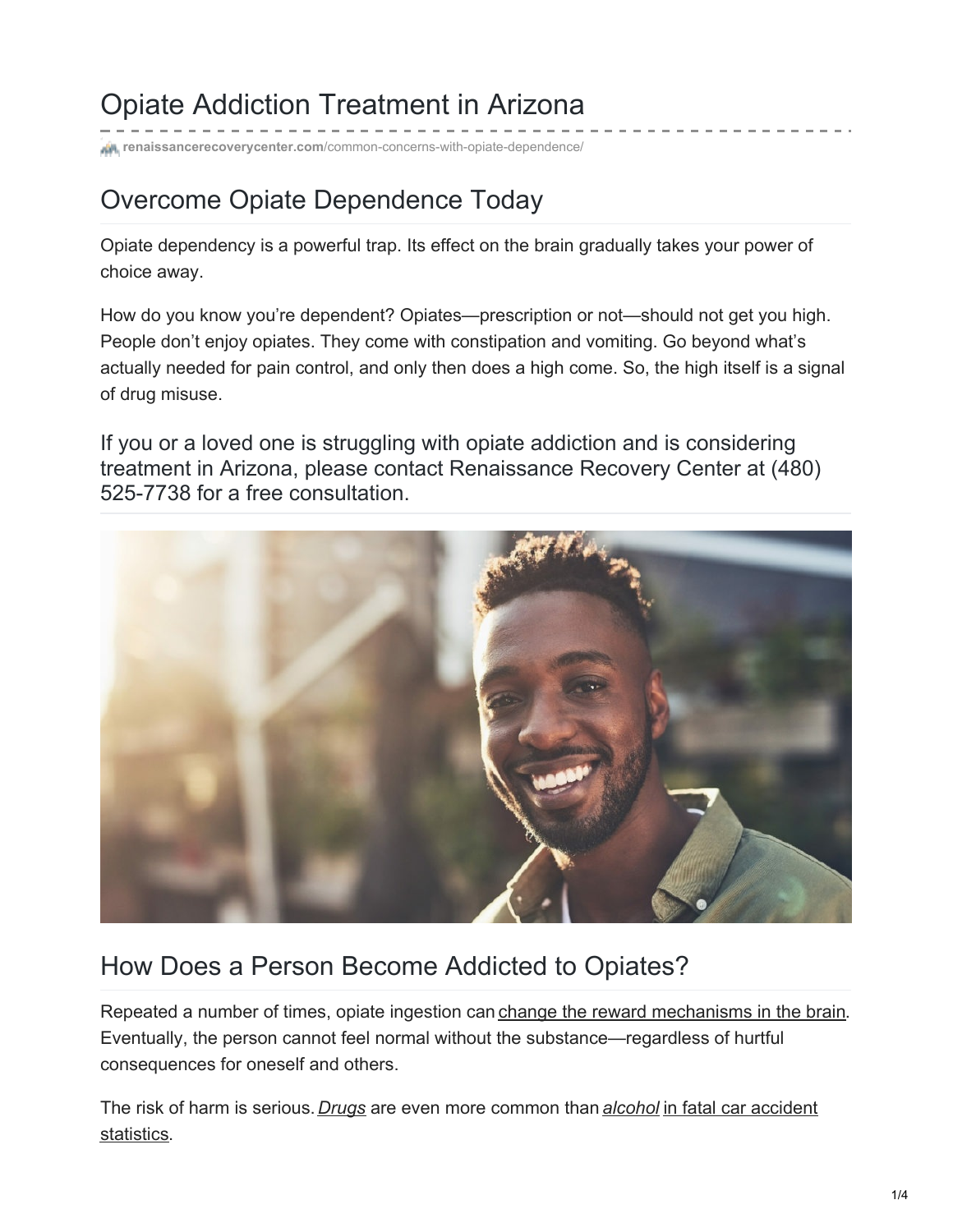# Opiate Addiction Treatment in Arizona

renaissancerecoverycenter.com/common-concerns-with-opiate-dependence/

## Overcome Opiate Dependence Today

Opiate dependency is a powerful trap. Its effect on the brain gradually takes your power of choice away.

How do you know you're dependent? Opiates—prescription or not—should not get you high. People don't enjoy opiates. They come with constipation and vomiting. Go beyond what's actually needed for pain control, and only then does a high come. So, the high itself is a signal of drug misuse.

### If you or a loved one is struggling with opiate addiction and is considering treatment in Arizona, please contact Renaissance Recovery Center at (480) 525-7738 for a free consultation.

## How Does a Person Become Addicted to Opiates?

Repeated a number of times, opiate ingestion can change the reward mechanisms in the brain. Eventually, the person cannot feel normal without the substance—regardless of hurtful consequences for oneself and others.

The risk of harm is serious. *Drugs* are even more common than *alcohol* in fatal car accident statistics.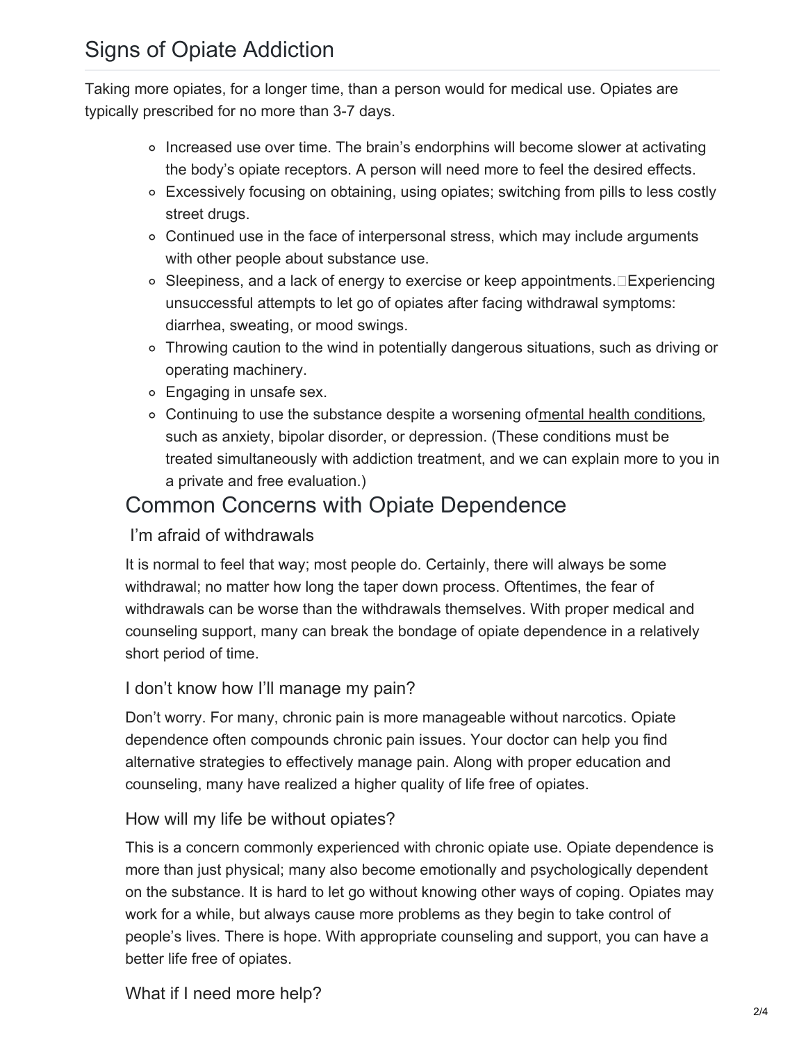## Signs of Opiate Addiction

Taking more opiates, for a longer time, than a person would for medical use. Opiates are typically prescribed for no more than 3-7 days.

- Increased use over time. The brain's endorphins will become slower at activating the body's opiate receptors. A person will need more to feel the desired effects.
- Excessively focusing on obtaining, using opiates; switching from pills to less costly street drugs.
- Continued use in the face of interpersonal stress, which may include arguments with other people about substance use.
- Sleepiness, and a lack of energy to exercise or keep appointments. Experiencing unsuccessful attempts to let go of opiates after facing withdrawal symptoms: diarrhea, sweating, or mood swings.
- Throwing caution to the wind in potentially dangerous situations, such as driving or operating machinery.
- Engaging in unsafe sex.
- Continuing to use the substance despite a worsening of mental health conditions, such as anxiety, bipolar disorder, or depression. (These conditions must be treated simultaneously with addiction treatment, and we can explain more to you in a private and free evaluation.)

## Common Concerns with Opiate Dependence

### I'm afraid of withdrawals

It is normal to feel that way; most people do. Certainly, there will always be some withdrawal; no matter how long the taper down process. Oftentimes, the fear of withdrawals can be worse than the withdrawals themselves. With proper medical and counseling support, many can break the bondage of opiate dependence in a relatively short period of time.

### I don't know how I'll manage my pain?

Don't worry. For many, chronic pain is more manageable without narcotics. Opiate dependence often compounds chronic pain issues. Your doctor can help you find alternative strategies to effectively manage pain. Along with proper education and counseling, many have realized a higher quality of life free of opiates.

### How will my life be without opiates?

This is a concern commonly experienced with chronic opiate use. Opiate dependence is more than just physical; many also become emotionally and psychologically dependent on the substance. It is hard to let go without knowing other ways of coping. Opiates may work for a while, but always cause more problems as they begin to take control of people's lives. There is hope. With appropriate counseling and support, you can have a better life free of opiates.

### What if I need more help?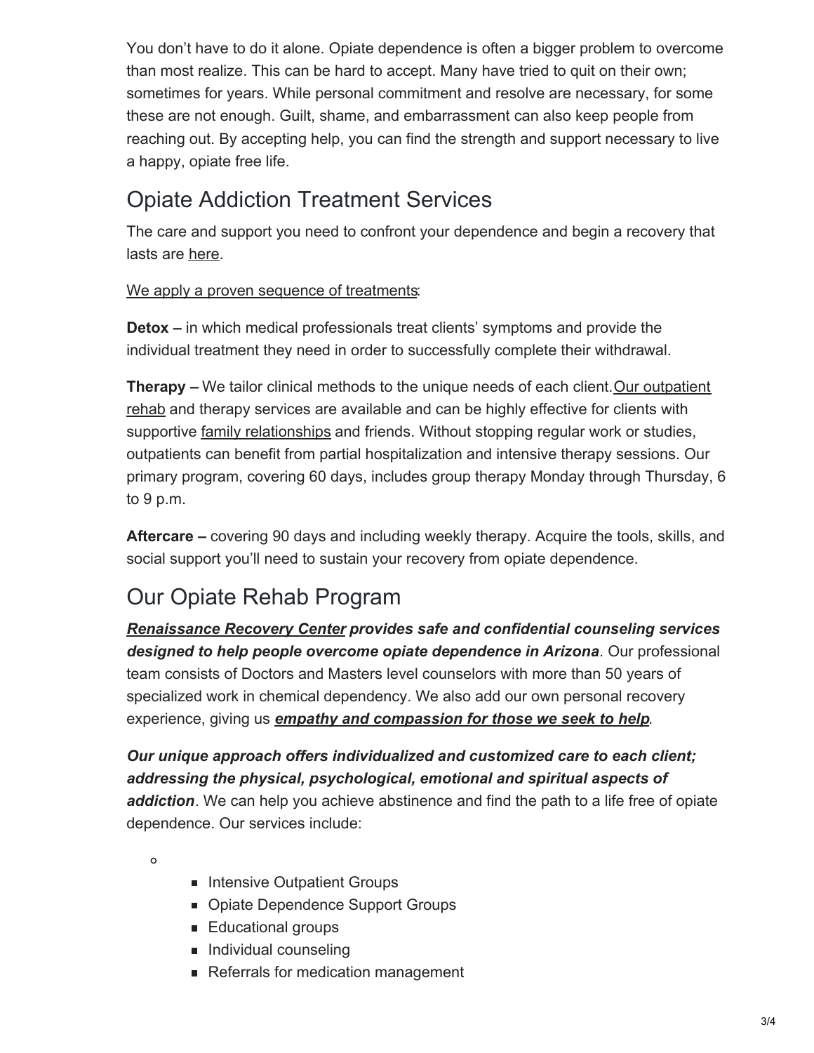You don't have to do it alone. Opiate dependence is often a bigger problem to overcome than most realize. This can be hard to accept. Many have tried to quit on their own; sometimes for years. While personal commitment and resolve are necessary, for some these are not enough. Guilt, shame, and embarrassment can also keep people from reaching out. By accepting help, you can find the strength and support necessary to live a happy, opiate free life.

## Opiate Addiction Treatment Services

The care and support you need to confront your dependence and begin a recovery that lasts are here.

We apply a proven sequence of treatments:

**Detox –** in which medical professionals treat clients' symptoms and provide the individual treatment they need in order to successfully complete their withdrawal.

**Therapy –** We tailor clinical methods to the unique needs of each client. Our outpatient rehab and therapy services are available and can be highly effective for clients with supportive family relationships and friends. Without stopping regular work or studies, outpatients can benefit from partial hospitalization and intensive therapy sessions. Our primary program, covering 60 days, includes group therapy Monday through Thursday, 6 to 9 p.m.

**Aftercare –** covering 90 days and including weekly therapy. Acquire the tools, skills, and social support you'll need to sustain your recovery from opiate dependence.

## Our Opiate Rehab Program

***Renaissance Recovery Center provides safe and confidential counseling services designed to help people overcome opiate dependence in Arizona***. Our professional team consists of Doctors and Masters level counselors with more than 50 years of specialized work in chemical dependency. We also add our own personal recovery experience, giving us ***empathy and compassion for those we seek to help***.

***Our unique approach offers individualized and customized care to each client; addressing the physical, psychological, emotional and spiritual aspects of addiction***. We can help you achieve abstinence and find the path to a life free of opiate dependence. Our services include:

- Intensive Outpatient Groups
- Opiate Dependence Support Groups
- Educational groups
- Individual counseling
- Referrals for medication management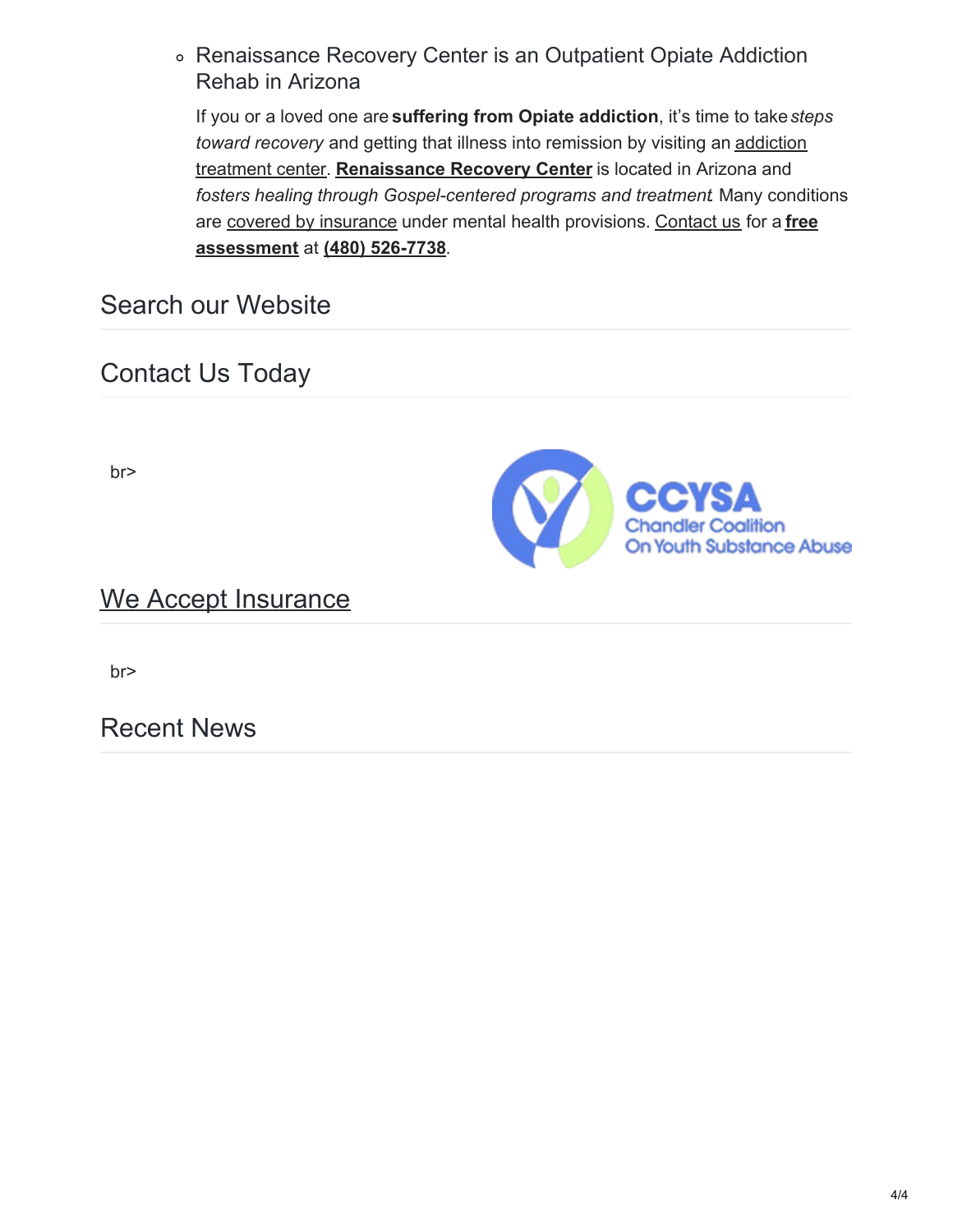- Renaissance Recovery Center is an Outpatient Opiate Addiction Rehab in Arizona

  If you or a loved one are **suffering from Opiate addiction**, it's time to take *steps toward recovery* and getting that illness into remission by visiting an addiction treatment center. **Renaissance Recovery Center** is located in Arizona and *fosters healing through Gospel-centered programs and treatment*. Many conditions are covered by insurance under mental health provisions. Contact us for a **free assessment** at **(480) 526-7738**.

## Search our Website

## Contact Us Today

br>

CCYSA
Chandler Coalition
On Youth Substance Abuse

## We Accept Insurance

br>

## Recent News